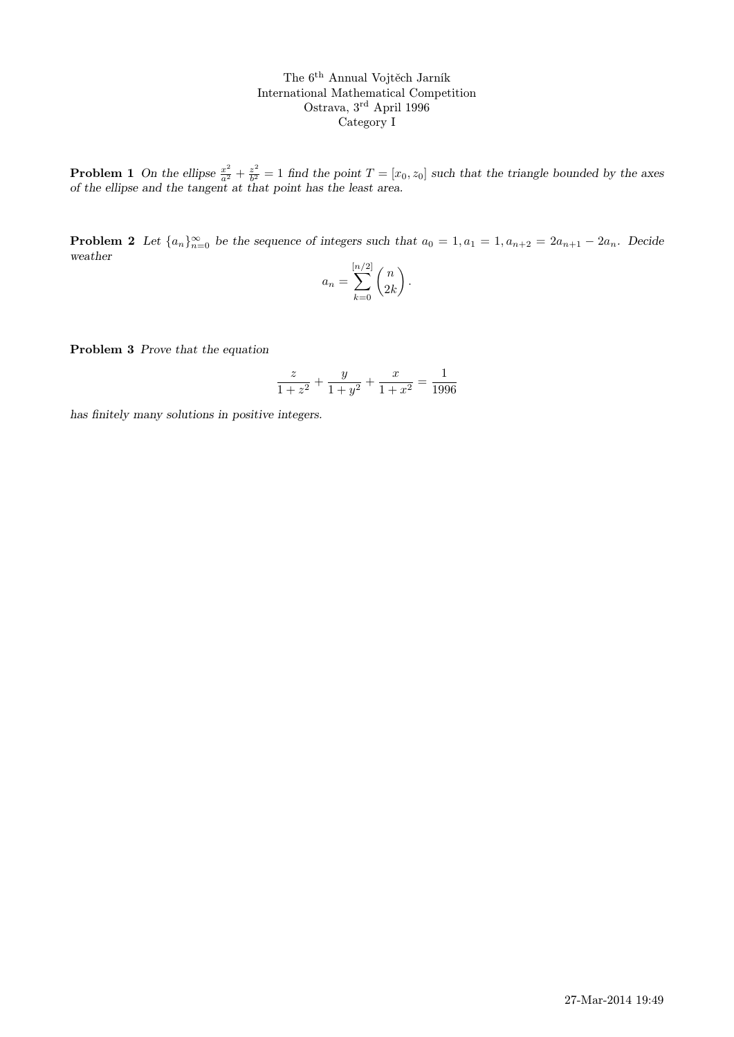The 6$^{\text{th}}$ Annual Vojtěch Jarník  
International Mathematical Competition  
Ostrava, 3$^{\text{rd}}$ April 1996  
Category I

**Problem 1** *On the ellipse* $\frac{x^2}{a^2} + \frac{z^2}{b^2} = 1$ *find the point* $T = [x_0, z_0]$ *such that the triangle bounded by the axes of the ellipse and the tangent at that point has the least area.*

**Problem 2** *Let* $\{a_n\}_{n=0}^{\infty}$ *be the sequence of integers such that* $a_0 = 1, a_1 = 1, a_{n+2} = 2a_{n+1} - 2a_n$. *Decide weather*

$$a_n = \sum_{k=0}^{[n/2]} \binom{n}{2k}.$$

**Problem 3** *Prove that the equation*

$$\frac{z}{1+z^2} + \frac{y}{1+y^2} + \frac{x}{1+x^2} = \frac{1}{1996}$$

*has finitely many solutions in positive integers.*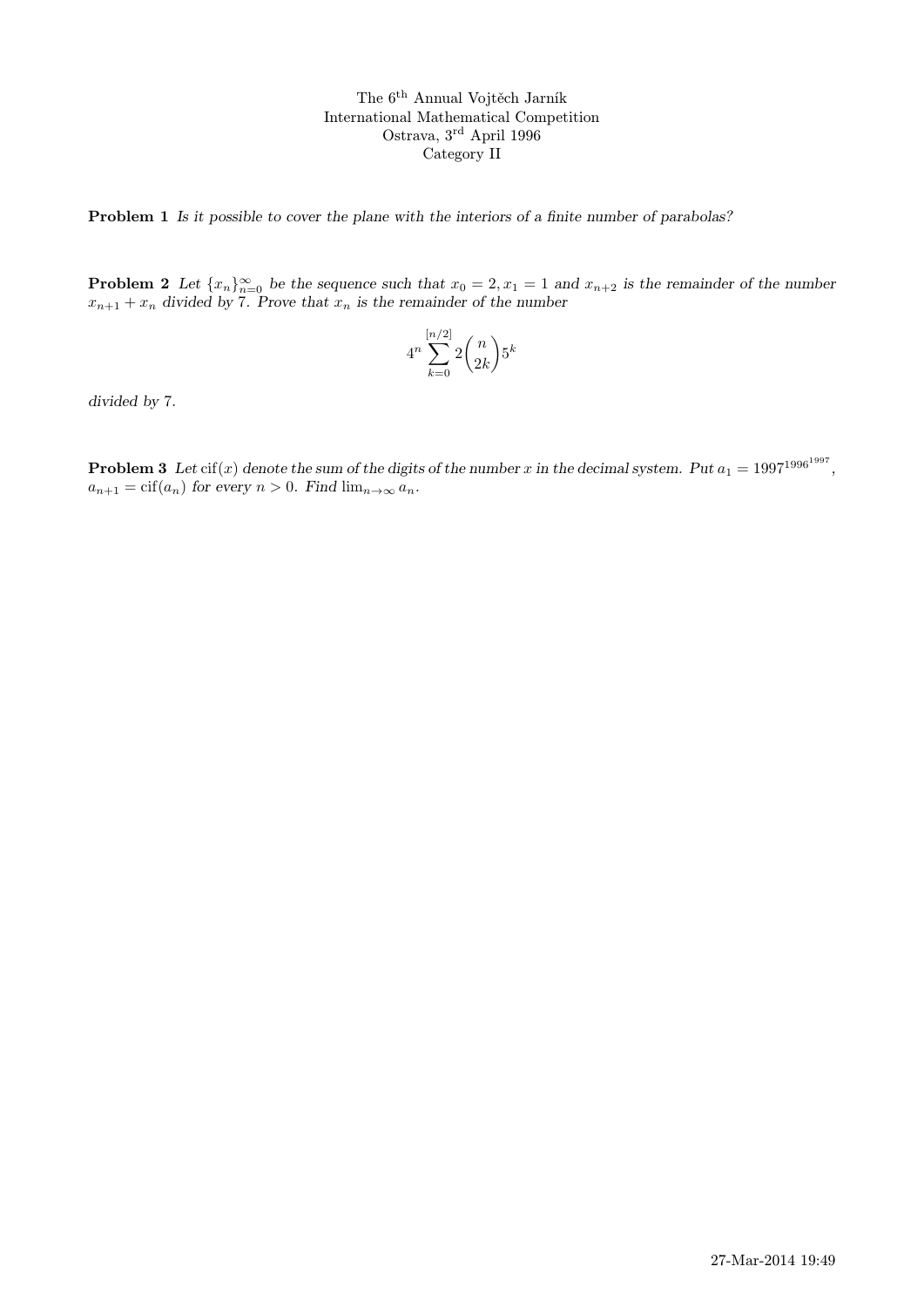The 6th Annual Vojtěch Jarník
International Mathematical Competition
Ostrava, 3rd April 1996
Category II

**Problem 1** *Is it possible to cover the plane with the interiors of a finite number of parabolas?*

**Problem 2** *Let $\{x_n\}_{n=0}^{\infty}$ be the sequence such that $x_0 = 2, x_1 = 1$ and $x_{n+2}$ is the remainder of the number $x_{n+1} + x_n$ divided by 7. Prove that $x_n$ is the remainder of the number*

$$4^n \sum_{k=0}^{[n/2]} 2\binom{n}{2k} 5^k$$

*divided by 7.*

**Problem 3** *Let $\operatorname{cif}(x)$ denote the sum of the digits of the number $x$ in the decimal system. Put $a_1 = 1997^{1996^{1997}}$, $a_{n+1} = \operatorname{cif}(a_n)$ for every $n > 0$. Find $\lim_{n\to\infty} a_n$.*